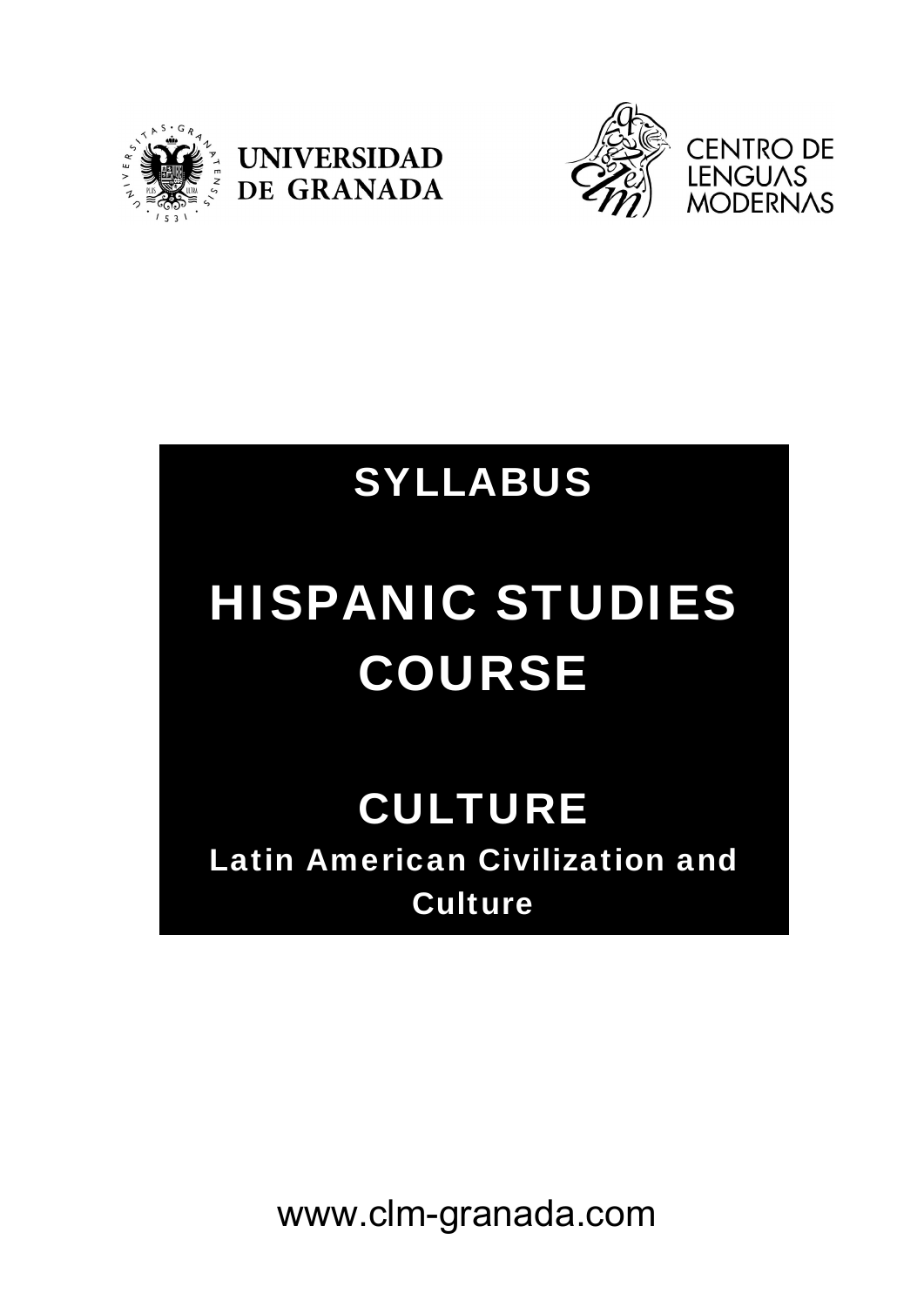UNIVERSIDAD DE GRANADA

CENTRO DE LENGUAS MODERNAS

# SYLLABUS

# HISPANIC STUDIES COURSE

## CULTURE

### Latin American Civilization and Culture

www.clm-granada.com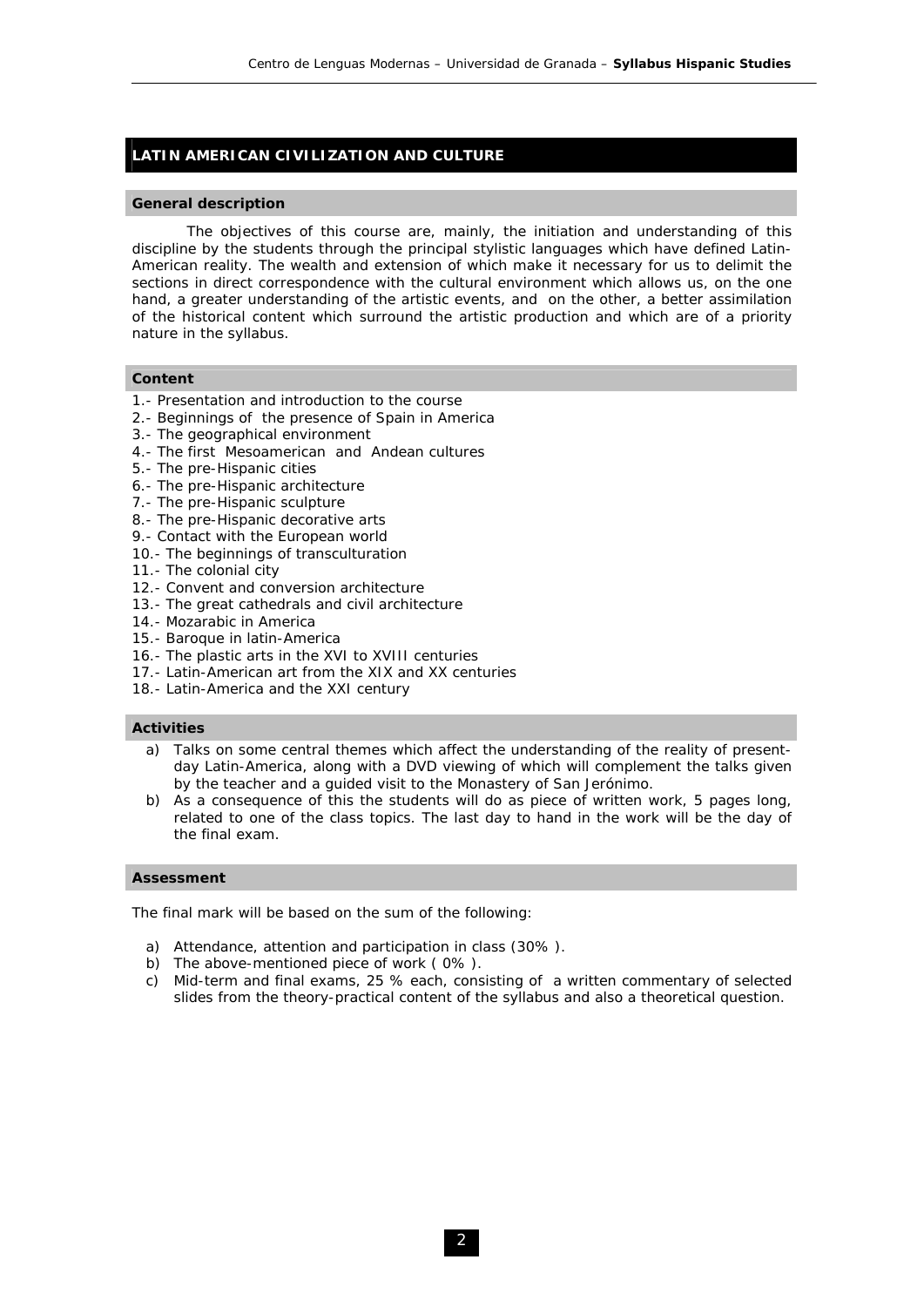## LATIN AMERICAN CIVILIZATION AND CULTURE

### General description

The objectives of this course are, mainly, the initiation and understanding of this discipline by the students through the principal stylistic languages which have defined Latin-American reality. The wealth and extension of which make it necessary for us to delimit the sections in direct correspondence with the cultural environment which allows us, on the one hand, a greater understanding of the artistic events, and on the other, a better assimilation of the historical content which surround the artistic production and which are of a priority nature in the syllabus.

### Content

1.- Presentation and introduction to the course
2.- Beginnings of the presence of Spain in America
3.- The geographical environment
4.- The first Mesoamerican and Andean cultures
5.- The pre-Hispanic cities
6.- The pre-Hispanic architecture
7.- The pre-Hispanic sculpture
8.- The pre-Hispanic decorative arts
9.- Contact with the European world
10.- The beginnings of transculturation
11.- The colonial city
12.- Convent and conversion architecture
13.- The great cathedrals and civil architecture
14.- Mozarabic in America
15.- Baroque in latin-America
16.- The plastic arts in the XVI to XVIII centuries
17.- Latin-American art from the XIX and XX centuries
18.- Latin-America and the XXI century

### Activities

a) Talks on some central themes which affect the understanding of the reality of present-day Latin-America, along with a DVD viewing of which will complement the talks given by the teacher and a guided visit to the Monastery of San Jerónimo.
b) As a consequence of this the students will do as piece of written work, 5 pages long, related to one of the class topics. The last day to hand in the work will be the day of the final exam.

### Assessment

The final mark will be based on the sum of the following:

a) Attendance, attention and participation in class (30% ).
b) The above-mentioned piece of work ( 0% ).
c) Mid-term and final exams, 25 % each, consisting of a written commentary of selected slides from the theory-practical content of the syllabus and also a theoretical question.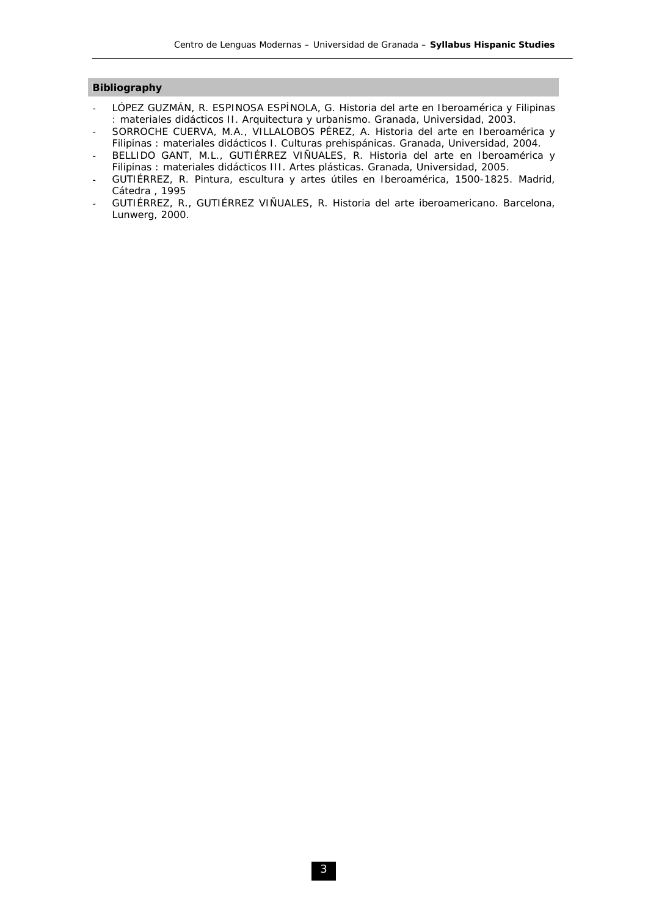## Bibliography

- LÓPEZ GUZMÁN, R. ESPINOSA ESPÍNOLA, G. Historia del arte en Iberoamérica y Filipinas : materiales didácticos II. Arquitectura y urbanismo. Granada, Universidad, 2003.
- SORROCHE CUERVA, M.A., VILLALOBOS PÉREZ, A. Historia del arte en Iberoamérica y Filipinas : materiales didácticos I. Culturas prehispánicas. Granada, Universidad, 2004.
- BELLIDO GANT, M.L., GUTIÉRREZ VIÑUALES, R. Historia del arte en Iberoamérica y Filipinas : materiales didácticos III. Artes plásticas. Granada, Universidad, 2005.
- GUTIÉRREZ, R. Pintura, escultura y artes útiles en Iberoamérica, 1500-1825. Madrid, Cátedra , 1995
- GUTIÉRREZ, R., GUTIÉRREZ VIÑUALES, R. Historia del arte iberoamericano. Barcelona, Lunwerg, 2000.